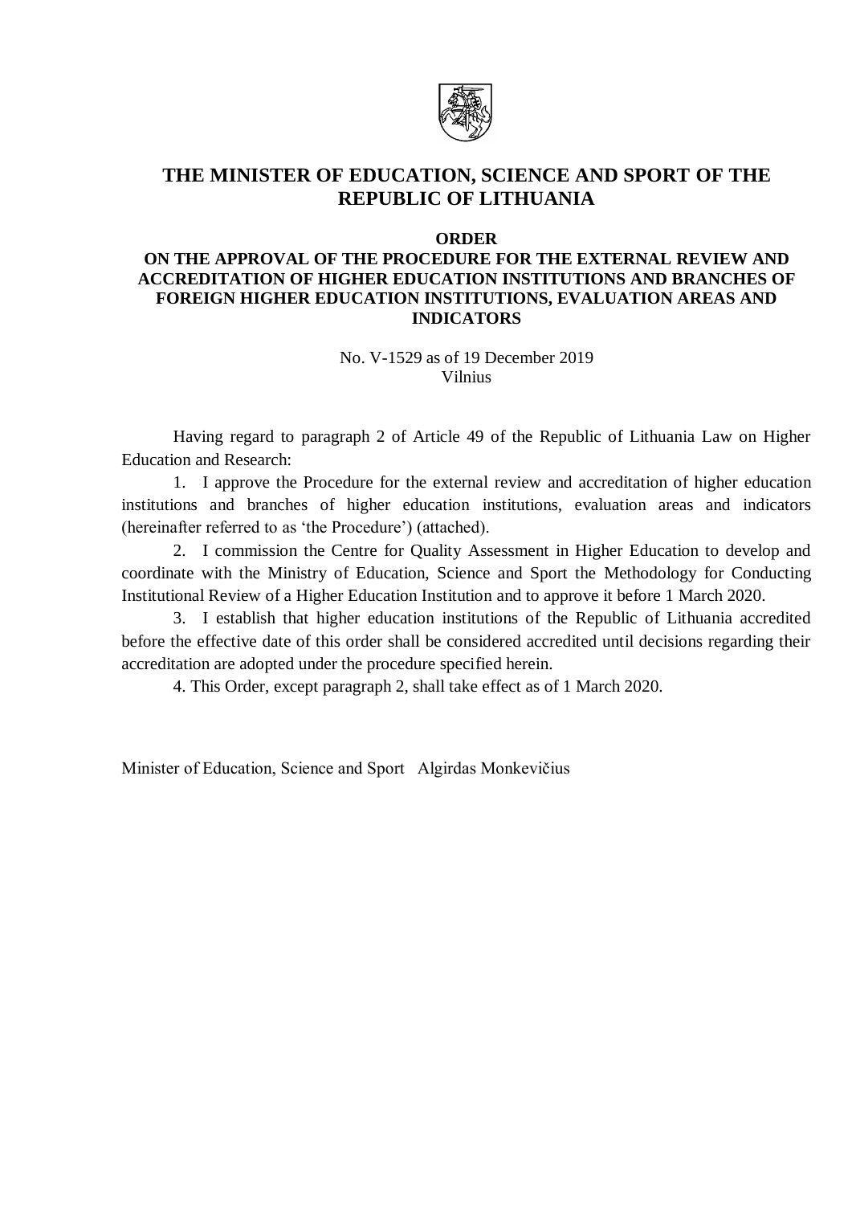# THE MINISTER OF EDUCATION, SCIENCE AND SPORT OF THE REPUBLIC OF LITHUANIA

## ORDER
## ON THE APPROVAL OF THE PROCEDURE FOR THE EXTERNAL REVIEW AND ACCREDITATION OF HIGHER EDUCATION INSTITUTIONS AND BRANCHES OF FOREIGN HIGHER EDUCATION INSTITUTIONS, EVALUATION AREAS AND INDICATORS

No. V-1529 as of 19 December 2019
Vilnius

Having regard to paragraph 2 of Article 49 of the Republic of Lithuania Law on Higher Education and Research:

1. I approve the Procedure for the external review and accreditation of higher education institutions and branches of higher education institutions, evaluation areas and indicators (hereinafter referred to as 'the Procedure') (attached).

2. I commission the Centre for Quality Assessment in Higher Education to develop and coordinate with the Ministry of Education, Science and Sport the Methodology for Conducting Institutional Review of a Higher Education Institution and to approve it before 1 March 2020.

3. I establish that higher education institutions of the Republic of Lithuania accredited before the effective date of this order shall be considered accredited until decisions regarding their accreditation are adopted under the procedure specified herein.

4. This Order, except paragraph 2, shall take effect as of 1 March 2020.

Minister of Education, Science and Sport Algirdas Monkevičius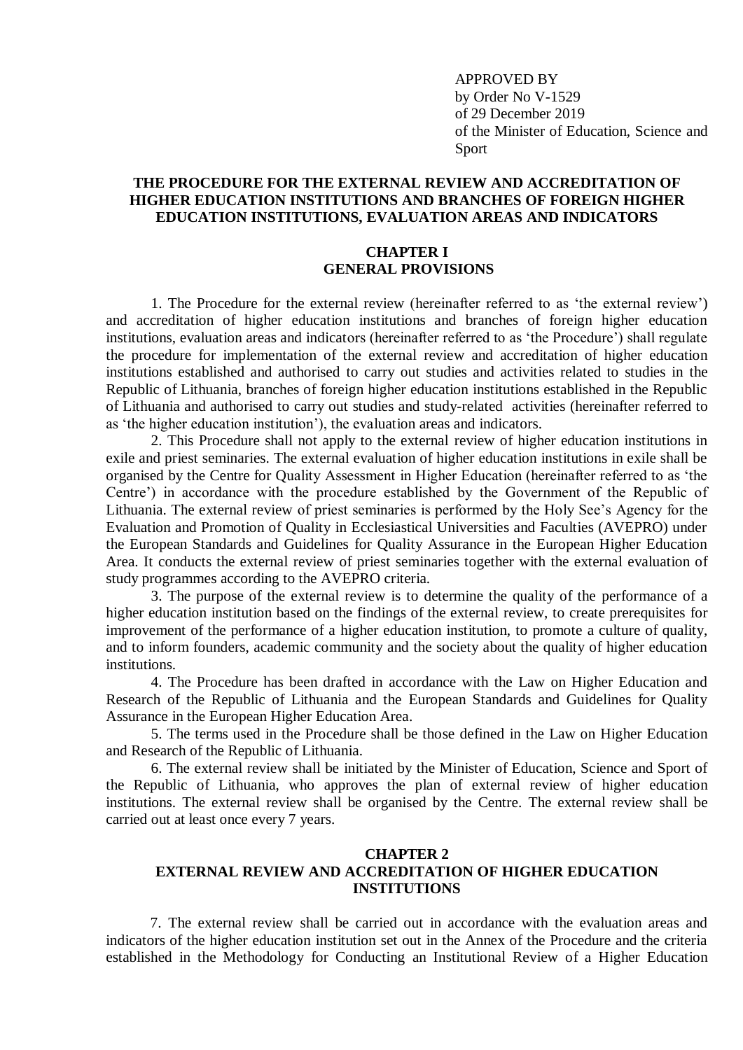APPROVED BY
by Order No V-1529
of 29 December 2019
of the Minister of Education, Science and Sport

# THE PROCEDURE FOR THE EXTERNAL REVIEW AND ACCREDITATION OF HIGHER EDUCATION INSTITUTIONS AND BRANCHES OF FOREIGN HIGHER EDUCATION INSTITUTIONS, EVALUATION AREAS AND INDICATORS

## CHAPTER I
## GENERAL PROVISIONS

1. The Procedure for the external review (hereinafter referred to as 'the external review') and accreditation of higher education institutions and branches of foreign higher education institutions, evaluation areas and indicators (hereinafter referred to as 'the Procedure') shall regulate the procedure for implementation of the external review and accreditation of higher education institutions established and authorised to carry out studies and activities related to studies in the Republic of Lithuania, branches of foreign higher education institutions established in the Republic of Lithuania and authorised to carry out studies and study-related activities (hereinafter referred to as 'the higher education institution'), the evaluation areas and indicators.

2. This Procedure shall not apply to the external review of higher education institutions in exile and priest seminaries. The external evaluation of higher education institutions in exile shall be organised by the Centre for Quality Assessment in Higher Education (hereinafter referred to as 'the Centre') in accordance with the procedure established by the Government of the Republic of Lithuania. The external review of priest seminaries is performed by the Holy See's Agency for the Evaluation and Promotion of Quality in Ecclesiastical Universities and Faculties (AVEPRO) under the European Standards and Guidelines for Quality Assurance in the European Higher Education Area. It conducts the external review of priest seminaries together with the external evaluation of study programmes according to the AVEPRO criteria.

3. The purpose of the external review is to determine the quality of the performance of a higher education institution based on the findings of the external review, to create prerequisites for improvement of the performance of a higher education institution, to promote a culture of quality, and to inform founders, academic community and the society about the quality of higher education institutions.

4. The Procedure has been drafted in accordance with the Law on Higher Education and Research of the Republic of Lithuania and the European Standards and Guidelines for Quality Assurance in the European Higher Education Area.

5. The terms used in the Procedure shall be those defined in the Law on Higher Education and Research of the Republic of Lithuania.

6. The external review shall be initiated by the Minister of Education, Science and Sport of the Republic of Lithuania, who approves the plan of external review of higher education institutions. The external review shall be organised by the Centre. The external review shall be carried out at least once every 7 years.

## CHAPTER 2
## EXTERNAL REVIEW AND ACCREDITATION OF HIGHER EDUCATION INSTITUTIONS

7. The external review shall be carried out in accordance with the evaluation areas and indicators of the higher education institution set out in the Annex of the Procedure and the criteria established in the Methodology for Conducting an Institutional Review of a Higher Education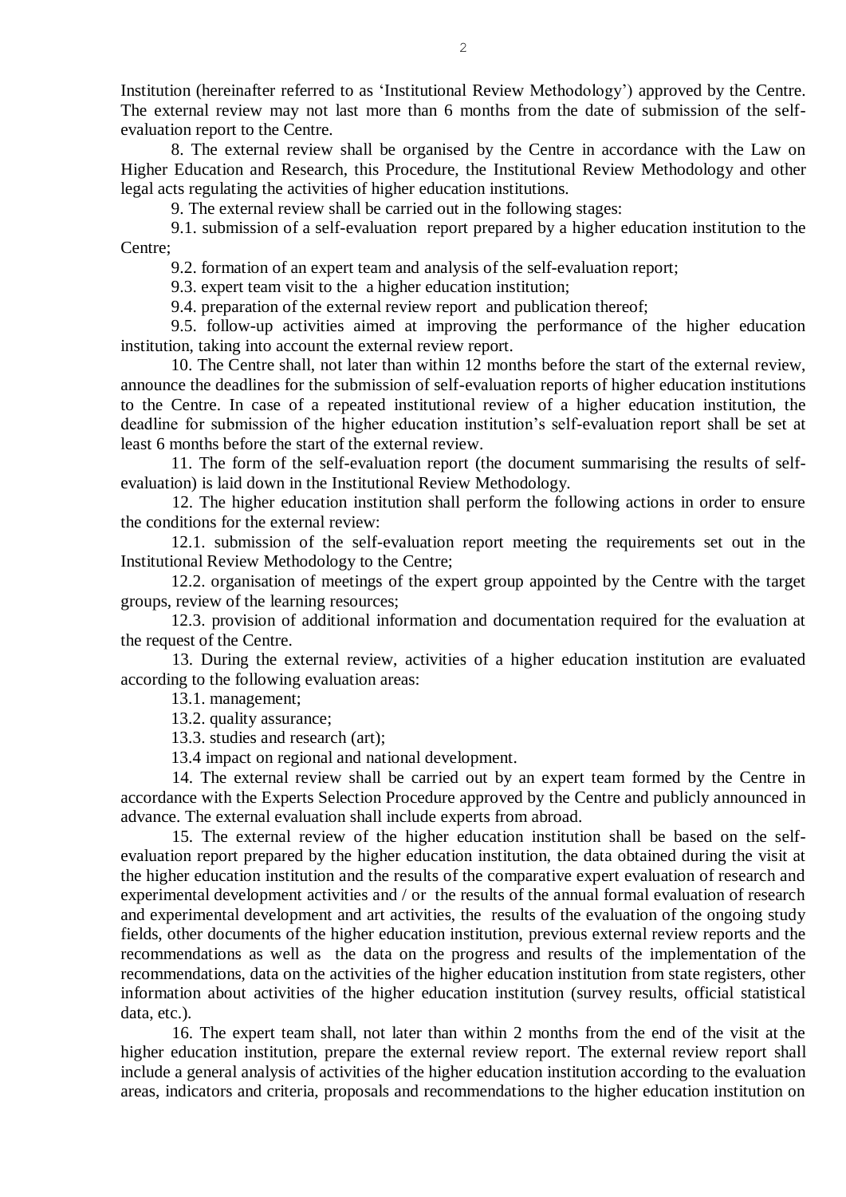Institution (hereinafter referred to as 'Institutional Review Methodology') approved by the Centre. The external review may not last more than 6 months from the date of submission of the self-evaluation report to the Centre.

8. The external review shall be organised by the Centre in accordance with the Law on Higher Education and Research, this Procedure, the Institutional Review Methodology and other legal acts regulating the activities of higher education institutions.

9. The external review shall be carried out in the following stages:

9.1. submission of a self-evaluation report prepared by a higher education institution to the Centre;

9.2. formation of an expert team and analysis of the self-evaluation report;

9.3. expert team visit to the a higher education institution;

9.4. preparation of the external review report and publication thereof;

9.5. follow-up activities aimed at improving the performance of the higher education institution, taking into account the external review report.

10. The Centre shall, not later than within 12 months before the start of the external review, announce the deadlines for the submission of self-evaluation reports of higher education institutions to the Centre. In case of a repeated institutional review of a higher education institution, the deadline for submission of the higher education institution's self-evaluation report shall be set at least 6 months before the start of the external review.

11. The form of the self-evaluation report (the document summarising the results of self-evaluation) is laid down in the Institutional Review Methodology.

12. The higher education institution shall perform the following actions in order to ensure the conditions for the external review:

12.1. submission of the self-evaluation report meeting the requirements set out in the Institutional Review Methodology to the Centre;

12.2. organisation of meetings of the expert group appointed by the Centre with the target groups, review of the learning resources;

12.3. provision of additional information and documentation required for the evaluation at the request of the Centre.

13. During the external review, activities of a higher education institution are evaluated according to the following evaluation areas:

13.1. management;

13.2. quality assurance;

13.3. studies and research (art);

13.4 impact on regional and national development.

14. The external review shall be carried out by an expert team formed by the Centre in accordance with the Experts Selection Procedure approved by the Centre and publicly announced in advance. The external evaluation shall include experts from abroad.

15. The external review of the higher education institution shall be based on the self-evaluation report prepared by the higher education institution, the data obtained during the visit at the higher education institution and the results of the comparative expert evaluation of research and experimental development activities and / or the results of the annual formal evaluation of research and experimental development and art activities, the results of the evaluation of the ongoing study fields, other documents of the higher education institution, previous external review reports and the recommendations as well as the data on the progress and results of the implementation of the recommendations, data on the activities of the higher education institution from state registers, other information about activities of the higher education institution (survey results, official statistical data, etc.).

16. The expert team shall, not later than within 2 months from the end of the visit at the higher education institution, prepare the external review report. The external review report shall include a general analysis of activities of the higher education institution according to the evaluation areas, indicators and criteria, proposals and recommendations to the higher education institution on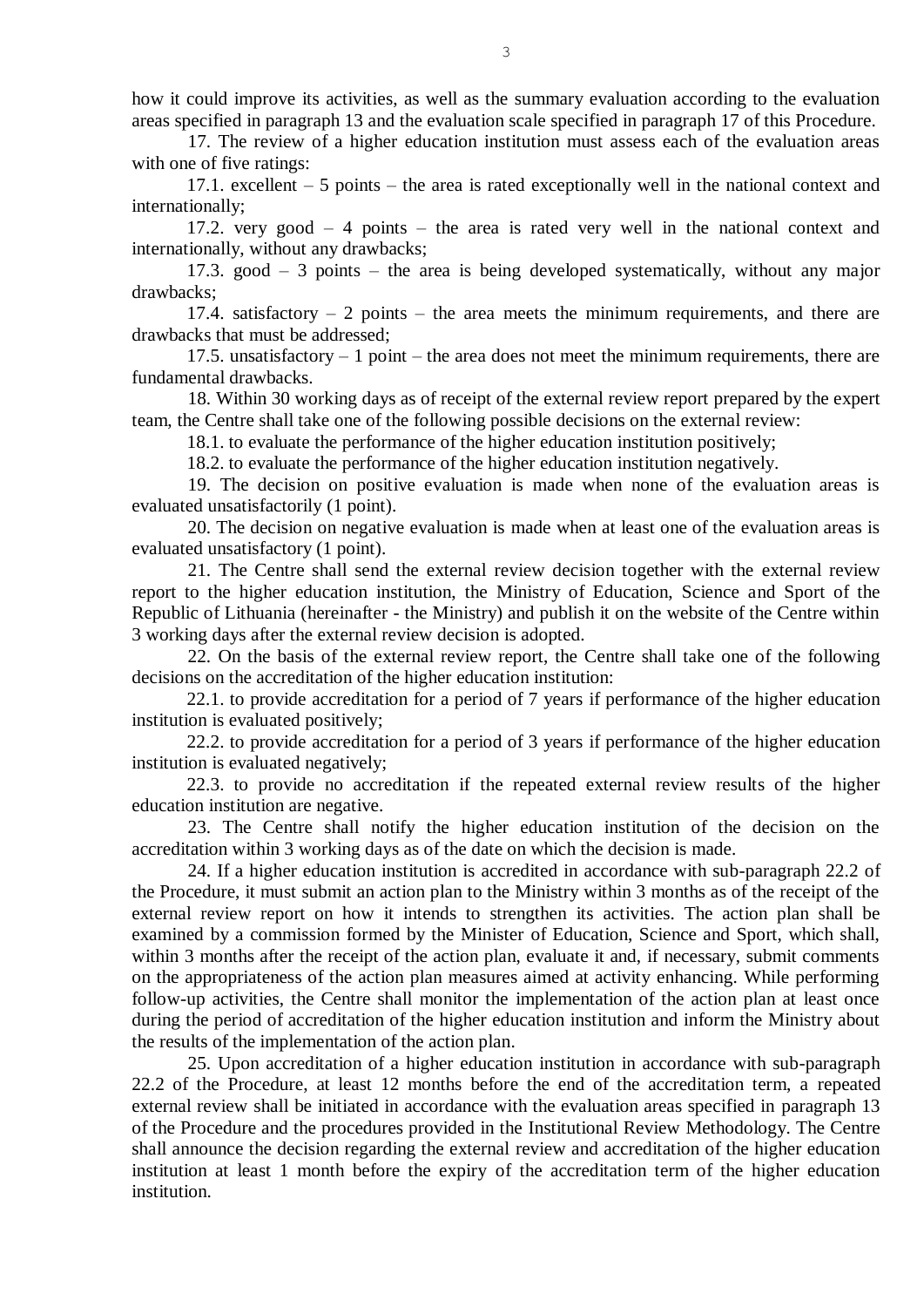how it could improve its activities, as well as the summary evaluation according to the evaluation areas specified in paragraph 13 and the evaluation scale specified in paragraph 17 of this Procedure.

17. The review of a higher education institution must assess each of the evaluation areas with one of five ratings:

17.1. excellent – 5 points – the area is rated exceptionally well in the national context and internationally;

17.2. very good – 4 points – the area is rated very well in the national context and internationally, without any drawbacks;

17.3. good – 3 points – the area is being developed systematically, without any major drawbacks;

17.4. satisfactory – 2 points – the area meets the minimum requirements, and there are drawbacks that must be addressed;

17.5. unsatisfactory – 1 point – the area does not meet the minimum requirements, there are fundamental drawbacks.

18. Within 30 working days as of receipt of the external review report prepared by the expert team, the Centre shall take one of the following possible decisions on the external review:

18.1. to evaluate the performance of the higher education institution positively;

18.2. to evaluate the performance of the higher education institution negatively.

19. The decision on positive evaluation is made when none of the evaluation areas is evaluated unsatisfactorily (1 point).

20. The decision on negative evaluation is made when at least one of the evaluation areas is evaluated unsatisfactory (1 point).

21. The Centre shall send the external review decision together with the external review report to the higher education institution, the Ministry of Education, Science and Sport of the Republic of Lithuania (hereinafter - the Ministry) and publish it on the website of the Centre within 3 working days after the external review decision is adopted.

22. On the basis of the external review report, the Centre shall take one of the following decisions on the accreditation of the higher education institution:

22.1. to provide accreditation for a period of 7 years if performance of the higher education institution is evaluated positively;

22.2. to provide accreditation for a period of 3 years if performance of the higher education institution is evaluated negatively;

22.3. to provide no accreditation if the repeated external review results of the higher education institution are negative.

23. The Centre shall notify the higher education institution of the decision on the accreditation within 3 working days as of the date on which the decision is made.

24. If a higher education institution is accredited in accordance with sub-paragraph 22.2 of the Procedure, it must submit an action plan to the Ministry within 3 months as of the receipt of the external review report on how it intends to strengthen its activities. The action plan shall be examined by a commission formed by the Minister of Education, Science and Sport, which shall, within 3 months after the receipt of the action plan, evaluate it and, if necessary, submit comments on the appropriateness of the action plan measures aimed at activity enhancing. While performing follow-up activities, the Centre shall monitor the implementation of the action plan at least once during the period of accreditation of the higher education institution and inform the Ministry about the results of the implementation of the action plan.

25. Upon accreditation of a higher education institution in accordance with sub-paragraph 22.2 of the Procedure, at least 12 months before the end of the accreditation term, a repeated external review shall be initiated in accordance with the evaluation areas specified in paragraph 13 of the Procedure and the procedures provided in the Institutional Review Methodology. The Centre shall announce the decision regarding the external review and accreditation of the higher education institution at least 1 month before the expiry of the accreditation term of the higher education institution.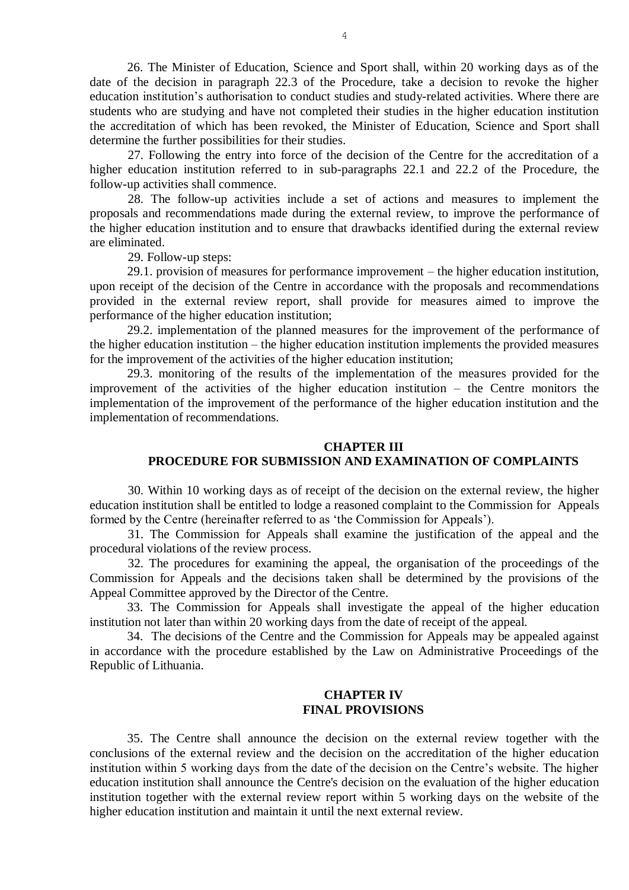26. The Minister of Education, Science and Sport shall, within 20 working days as of the date of the decision in paragraph 22.3 of the Procedure, take a decision to revoke the higher education institution's authorisation to conduct studies and study-related activities. Where there are students who are studying and have not completed their studies in the higher education institution the accreditation of which has been revoked, the Minister of Education, Science and Sport shall determine the further possibilities for their studies.

27. Following the entry into force of the decision of the Centre for the accreditation of a higher education institution referred to in sub-paragraphs 22.1 and 22.2 of the Procedure, the follow-up activities shall commence.

28. The follow-up activities include a set of actions and measures to implement the proposals and recommendations made during the external review, to improve the performance of the higher education institution and to ensure that drawbacks identified during the external review are eliminated.

29. Follow-up steps:

29.1. provision of measures for performance improvement – the higher education institution, upon receipt of the decision of the Centre in accordance with the proposals and recommendations provided in the external review report, shall provide for measures aimed to improve the performance of the higher education institution;

29.2. implementation of the planned measures for the improvement of the performance of the higher education institution – the higher education institution implements the provided measures for the improvement of the activities of the higher education institution;

29.3. monitoring of the results of the implementation of the measures provided for the improvement of the activities of the higher education institution – the Centre monitors the implementation of the improvement of the performance of the higher education institution and the implementation of recommendations.

## CHAPTER III
## PROCEDURE FOR SUBMISSION AND EXAMINATION OF COMPLAINTS

30. Within 10 working days as of receipt of the decision on the external review, the higher education institution shall be entitled to lodge a reasoned complaint to the Commission for Appeals formed by the Centre (hereinafter referred to as 'the Commission for Appeals').

31. The Commission for Appeals shall examine the justification of the appeal and the procedural violations of the review process.

32. The procedures for examining the appeal, the organisation of the proceedings of the Commission for Appeals and the decisions taken shall be determined by the provisions of the Appeal Committee approved by the Director of the Centre.

33. The Commission for Appeals shall investigate the appeal of the higher education institution not later than within 20 working days from the date of receipt of the appeal.

34. The decisions of the Centre and the Commission for Appeals may be appealed against in accordance with the procedure established by the Law on Administrative Proceedings of the Republic of Lithuania.

## CHAPTER IV
## FINAL PROVISIONS

35. The Centre shall announce the decision on the external review together with the conclusions of the external review and the decision on the accreditation of the higher education institution within 5 working days from the date of the decision on the Centre's website. The higher education institution shall announce the Centre's decision on the evaluation of the higher education institution together with the external review report within 5 working days on the website of the higher education institution and maintain it until the next external review.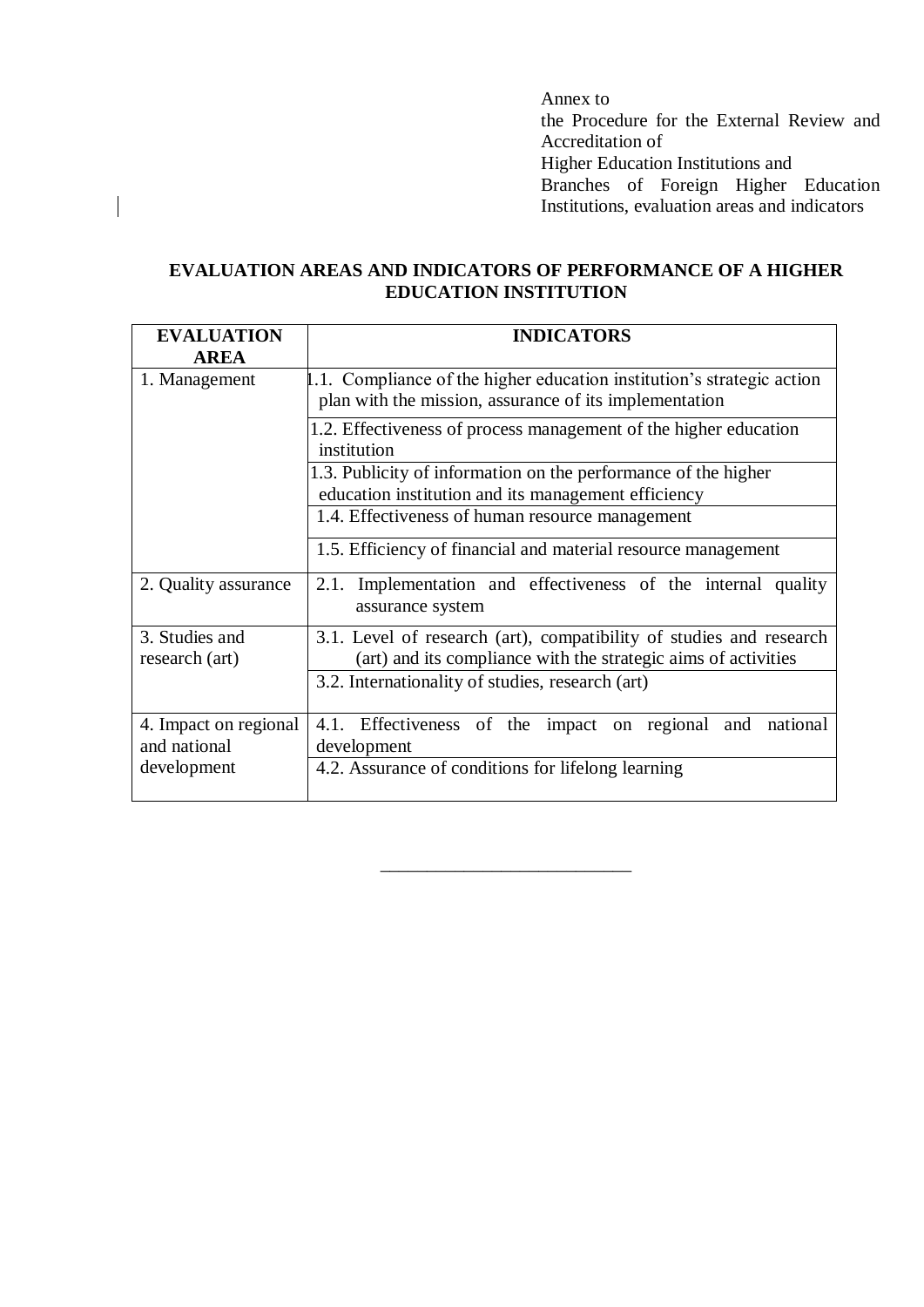Annex to
the Procedure for the External Review and Accreditation of
Higher Education Institutions and
Branches of Foreign Higher Education Institutions, evaluation areas and indicators

**EVALUATION AREAS AND INDICATORS OF PERFORMANCE OF A HIGHER EDUCATION INSTITUTION**

| EVALUATION AREA | INDICATORS |
|---|---|
| 1. Management | 1.1. Compliance of the higher education institution's strategic action plan with the mission, assurance of its implementation |
| | 1.2. Effectiveness of process management of the higher education institution |
| | 1.3. Publicity of information on the performance of the higher education institution and its management efficiency |
| | 1.4. Effectiveness of human resource management |
| | 1.5. Efficiency of financial and material resource management |
| 2. Quality assurance | 2.1. Implementation and effectiveness of the internal quality assurance system |
| 3. Studies and research (art) | 3.1. Level of research (art), compatibility of studies and research (art) and its compliance with the strategic aims of activities |
| | 3.2. Internationality of studies, research (art) |
| 4. Impact on regional and national development | 4.1. Effectiveness of the impact on regional and national development |
| | 4.2. Assurance of conditions for lifelong learning |

\_\_\_\_\_\_\_\_\_\_\_\_\_\_\_\_\_\_\_\_\_\_\_\_\_\_\_\_